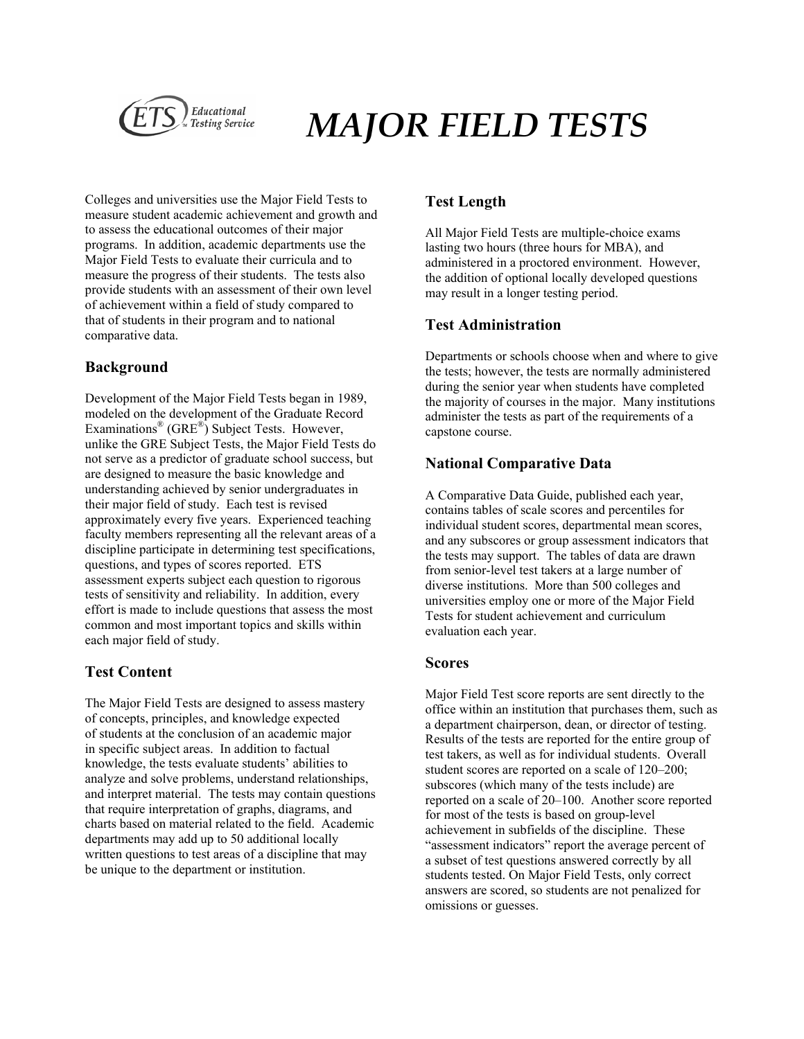# MAJOR FIELD TESTS

Colleges and universities use the Major Field Tests to measure student academic achievement and growth and to assess the educational outcomes of their major programs. In addition, academic departments use the Major Field Tests to evaluate their curricula and to measure the progress of their students. The tests also provide students with an assessment of their own level of achievement within a field of study compared to that of students in their program and to national comparative data.

## Background

Development of the Major Field Tests began in 1989, modeled on the development of the Graduate Record Examinations® (GRE®) Subject Tests. However, unlike the GRE Subject Tests, the Major Field Tests do not serve as a predictor of graduate school success, but are designed to measure the basic knowledge and understanding achieved by senior undergraduates in their major field of study. Each test is revised approximately every five years. Experienced teaching faculty members representing all the relevant areas of a discipline participate in determining test specifications, questions, and types of scores reported. ETS assessment experts subject each question to rigorous tests of sensitivity and reliability. In addition, every effort is made to include questions that assess the most common and most important topics and skills within each major field of study.

## Test Content

The Major Field Tests are designed to assess mastery of concepts, principles, and knowledge expected of students at the conclusion of an academic major in specific subject areas. In addition to factual knowledge, the tests evaluate students' abilities to analyze and solve problems, understand relationships, and interpret material. The tests may contain questions that require interpretation of graphs, diagrams, and charts based on material related to the field. Academic departments may add up to 50 additional locally written questions to test areas of a discipline that may be unique to the department or institution.

## Test Length

All Major Field Tests are multiple-choice exams lasting two hours (three hours for MBA), and administered in a proctored environment. However, the addition of optional locally developed questions may result in a longer testing period.

## Test Administration

Departments or schools choose when and where to give the tests; however, the tests are normally administered during the senior year when students have completed the majority of courses in the major. Many institutions administer the tests as part of the requirements of a capstone course.

## National Comparative Data

A Comparative Data Guide, published each year, contains tables of scale scores and percentiles for individual student scores, departmental mean scores, and any subscores or group assessment indicators that the tests may support. The tables of data are drawn from senior-level test takers at a large number of diverse institutions. More than 500 colleges and universities employ one or more of the Major Field Tests for student achievement and curriculum evaluation each year.

## Scores

Major Field Test score reports are sent directly to the office within an institution that purchases them, such as a department chairperson, dean, or director of testing. Results of the tests are reported for the entire group of test takers, as well as for individual students. Overall student scores are reported on a scale of 120–200; subscores (which many of the tests include) are reported on a scale of 20–100. Another score reported for most of the tests is based on group-level achievement in subfields of the discipline. These "assessment indicators" report the average percent of a subset of test questions answered correctly by all students tested. On Major Field Tests, only correct answers are scored, so students are not penalized for omissions or guesses.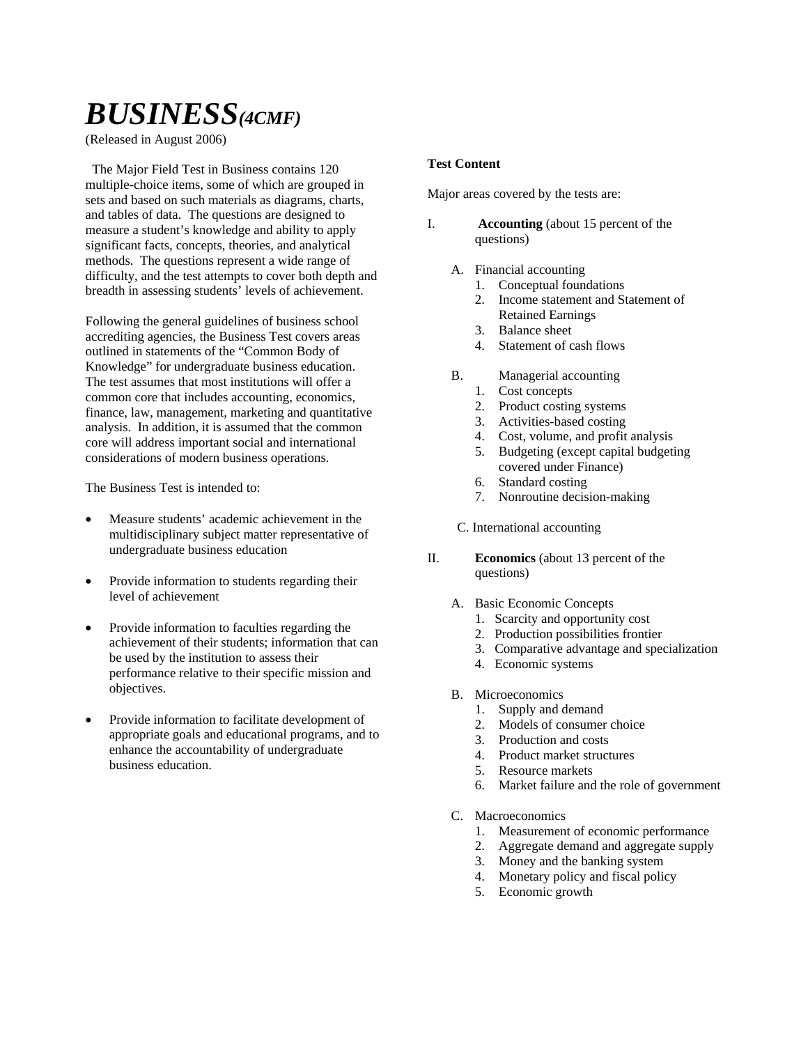# *BUSINESS(4CMF)*

(Released in August 2006)

The Major Field Test in Business contains 120 multiple-choice items, some of which are grouped in sets and based on such materials as diagrams, charts, and tables of data. The questions are designed to measure a student's knowledge and ability to apply significant facts, concepts, theories, and analytical methods. The questions represent a wide range of difficulty, and the test attempts to cover both depth and breadth in assessing students' levels of achievement.

Following the general guidelines of business school accrediting agencies, the Business Test covers areas outlined in statements of the "Common Body of Knowledge" for undergraduate business education. The test assumes that most institutions will offer a common core that includes accounting, economics, finance, law, management, marketing and quantitative analysis. In addition, it is assumed that the common core will address important social and international considerations of modern business operations.

The Business Test is intended to:

- Measure students' academic achievement in the multidisciplinary subject matter representative of undergraduate business education
- Provide information to students regarding their level of achievement
- Provide information to faculties regarding the achievement of their students; information that can be used by the institution to assess their performance relative to their specific mission and objectives.
- Provide information to facilitate development of appropriate goals and educational programs, and to enhance the accountability of undergraduate business education.

**Test Content**

Major areas covered by the tests are:

I. **Accounting** (about 15 percent of the questions)

   A. Financial accounting
      1. Conceptual foundations
      2. Income statement and Statement of Retained Earnings
      3. Balance sheet
      4. Statement of cash flows

   B. Managerial accounting
      1. Cost concepts
      2. Product costing systems
      3. Activities-based costing
      4. Cost, volume, and profit analysis
      5. Budgeting (except capital budgeting covered under Finance)
      6. Standard costing
      7. Nonroutine decision-making

   C. International accounting

II. **Economics** (about 13 percent of the questions)

   A. Basic Economic Concepts
      1. Scarcity and opportunity cost
      2. Production possibilities frontier
      3. Comparative advantage and specialization
      4. Economic systems

   B. Microeconomics
      1. Supply and demand
      2. Models of consumer choice
      3. Production and costs
      4. Product market structures
      5. Resource markets
      6. Market failure and the role of government

   C. Macroeconomics
      1. Measurement of economic performance
      2. Aggregate demand and aggregate supply
      3. Money and the banking system
      4. Monetary policy and fiscal policy
      5. Economic growth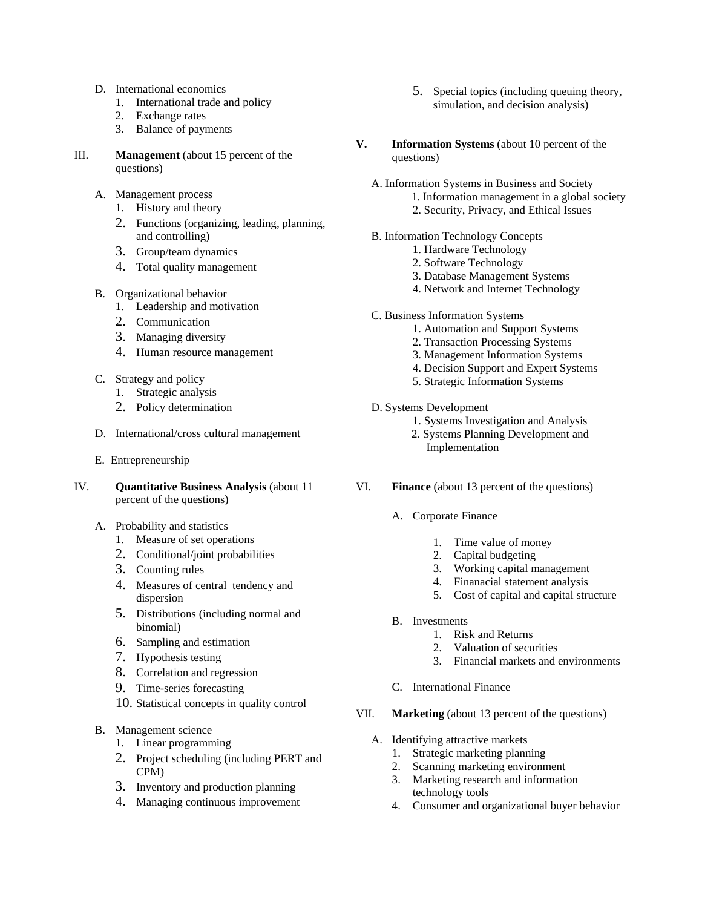D. International economics
   1. International trade and policy
   2. Exchange rates
   3. Balance of payments

III. **Management** (about 15 percent of the questions)

   A. Management process
      1. History and theory
      2. Functions (organizing, leading, planning, and controlling)
      3. Group/team dynamics
      4. Total quality management

   B. Organizational behavior
      1. Leadership and motivation
      2. Communication
      3. Managing diversity
      4. Human resource management

   C. Strategy and policy
      1. Strategic analysis
      2. Policy determination

   D. International/cross cultural management

   E. Entrepreneurship

IV. **Quantitative Business Analysis** (about 11 percent of the questions)

   A. Probability and statistics
      1. Measure of set operations
      2. Conditional/joint probabilities
      3. Counting rules
      4. Measures of central tendency and dispersion
      5. Distributions (including normal and binomial)
      6. Sampling and estimation
      7. Hypothesis testing
      8. Correlation and regression
      9. Time-series forecasting
      10. Statistical concepts in quality control

   B. Management science
      1. Linear programming
      2. Project scheduling (including PERT and CPM)
      3. Inventory and production planning
      4. Managing continuous improvement
      5. Special topics (including queuing theory, simulation, and decision analysis)

**V. Information Systems** (about 10 percent of the questions)

   A. Information Systems in Business and Society
      1. Information management in a global society
      2. Security, Privacy, and Ethical Issues

   B. Information Technology Concepts
      1. Hardware Technology
      2. Software Technology
      3. Database Management Systems
      4. Network and Internet Technology

   C. Business Information Systems
      1. Automation and Support Systems
      2. Transaction Processing Systems
      3. Management Information Systems
      4. Decision Support and Expert Systems
      5. Strategic Information Systems

   D. Systems Development
      1. Systems Investigation and Analysis
      2. Systems Planning Development and Implementation

VI. **Finance** (about 13 percent of the questions)

   A. Corporate Finance
      1. Time value of money
      2. Capital budgeting
      3. Working capital management
      4. Finanacial statement analysis
      5. Cost of capital and capital structure

   B. Investments
      1. Risk and Returns
      2. Valuation of securities
      3. Financial markets and environments

   C. International Finance

VII. **Marketing** (about 13 percent of the questions)

   A. Identifying attractive markets
      1. Strategic marketing planning
      2. Scanning marketing environment
      3. Marketing research and information technology tools
      4. Consumer and organizational buyer behavior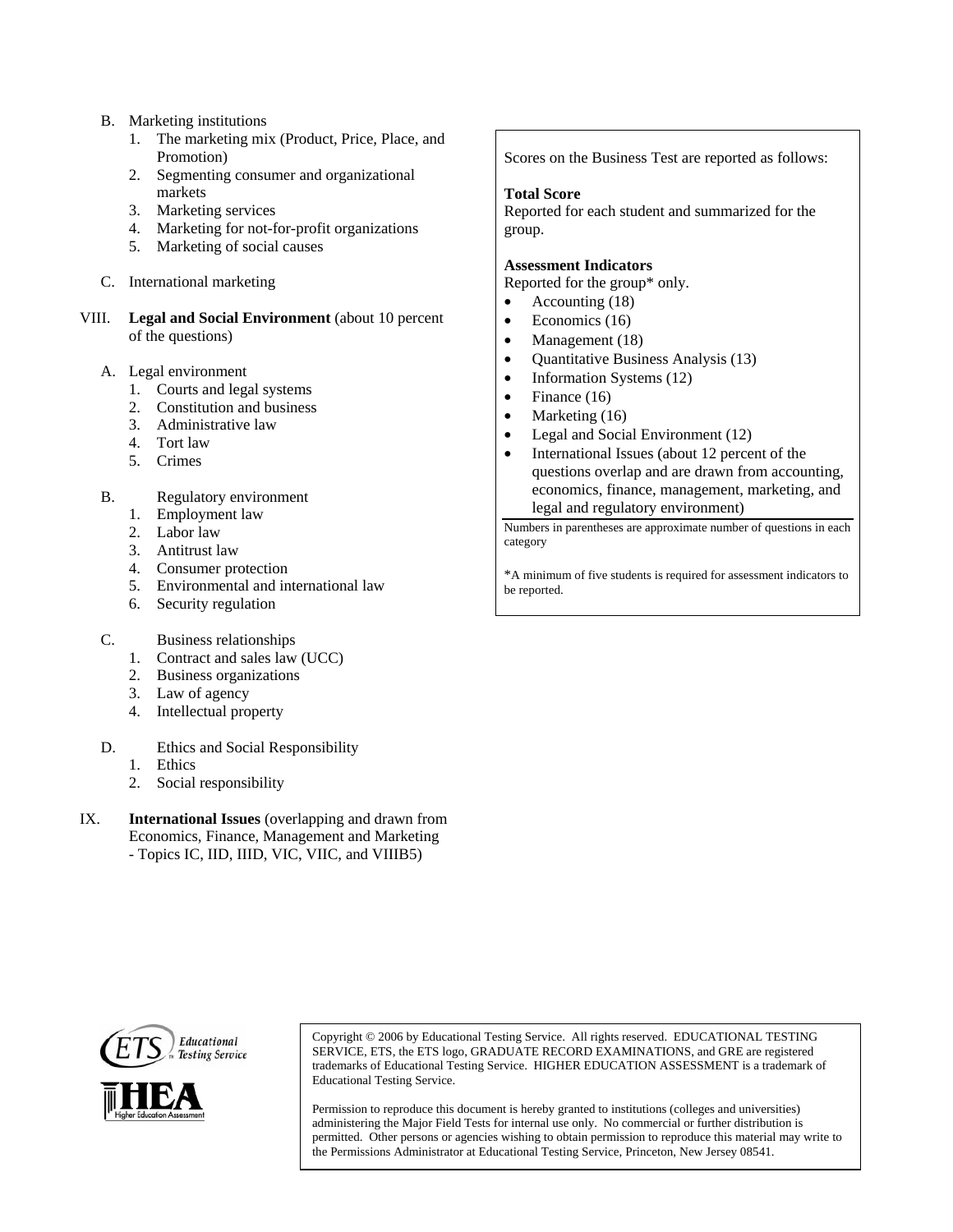B. Marketing institutions
   1. The marketing mix (Product, Price, Place, and Promotion)
   2. Segmenting consumer and organizational markets
   3. Marketing services
   4. Marketing for not-for-profit organizations
   5. Marketing of social causes

C. International marketing

VIII. **Legal and Social Environment** (about 10 percent of the questions)

A. Legal environment
   1. Courts and legal systems
   2. Constitution and business
   3. Administrative law
   4. Tort law
   5. Crimes

B. Regulatory environment
   1. Employment law
   2. Labor law
   3. Antitrust law
   4. Consumer protection
   5. Environmental and international law
   6. Security regulation

C. Business relationships
   1. Contract and sales law (UCC)
   2. Business organizations
   3. Law of agency
   4. Intellectual property

D. Ethics and Social Responsibility
   1. Ethics
   2. Social responsibility

IX. **International Issues** (overlapping and drawn from Economics, Finance, Management and Marketing - Topics IC, IID, IIID, VIC, VIIC, and VIIIB5)

Scores on the Business Test are reported as follows:

**Total Score**
Reported for each student and summarized for the group.

**Assessment Indicators**
Reported for the group* only.

- Accounting (18)
- Economics (16)
- Management (18)
- Quantitative Business Analysis (13)
- Information Systems (12)
- Finance (16)
- Marketing (16)
- Legal and Social Environment (12)
- International Issues (about 12 percent of the questions overlap and are drawn from accounting, economics, finance, management, marketing, and legal and regulatory environment)

Numbers in parentheses are approximate number of questions in each category

*A minimum of five students is required for assessment indicators to be reported.

Copyright © 2006 by Educational Testing Service. All rights reserved. EDUCATIONAL TESTING SERVICE, ETS, the ETS logo, GRADUATE RECORD EXAMINATIONS, and GRE are registered trademarks of Educational Testing Service. HIGHER EDUCATION ASSESSMENT is a trademark of Educational Testing Service.

Permission to reproduce this document is hereby granted to institutions (colleges and universities) administering the Major Field Tests for internal use only. No commercial or further distribution is permitted. Other persons or agencies wishing to obtain permission to reproduce this material may write to the Permissions Administrator at Educational Testing Service, Princeton, New Jersey 08541.